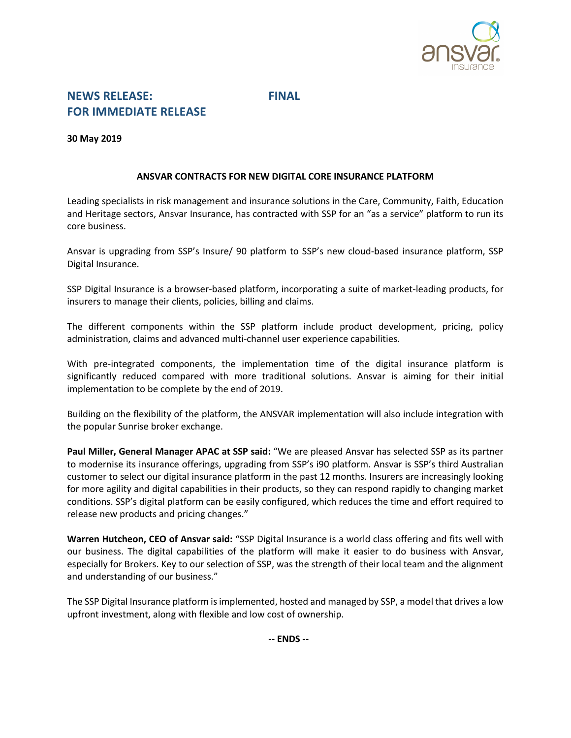**NEWS RELEASE: FINAL**
**FOR IMMEDIATE RELEASE**

**30 May 2019**

## ANSVAR CONTRACTS FOR NEW DIGITAL CORE INSURANCE PLATFORM

Leading specialists in risk management and insurance solutions in the Care, Community, Faith, Education and Heritage sectors, Ansvar Insurance, has contracted with SSP for an "as a service" platform to run its core business.

Ansvar is upgrading from SSP's Insure/ 90 platform to SSP's new cloud-based insurance platform, SSP Digital Insurance.

SSP Digital Insurance is a browser-based platform, incorporating a suite of market-leading products, for insurers to manage their clients, policies, billing and claims.

The different components within the SSP platform include product development, pricing, policy administration, claims and advanced multi-channel user experience capabilities.

With pre-integrated components, the implementation time of the digital insurance platform is significantly reduced compared with more traditional solutions. Ansvar is aiming for their initial implementation to be complete by the end of 2019.

Building on the flexibility of the platform, the ANSVAR implementation will also include integration with the popular Sunrise broker exchange.

**Paul Miller, General Manager APAC at SSP said:** "We are pleased Ansvar has selected SSP as its partner to modernise its insurance offerings, upgrading from SSP's i90 platform. Ansvar is SSP's third Australian customer to select our digital insurance platform in the past 12 months. Insurers are increasingly looking for more agility and digital capabilities in their products, so they can respond rapidly to changing market conditions. SSP's digital platform can be easily configured, which reduces the time and effort required to release new products and pricing changes."

**Warren Hutcheon, CEO of Ansvar said:** "SSP Digital Insurance is a world class offering and fits well with our business. The digital capabilities of the platform will make it easier to do business with Ansvar, especially for Brokers. Key to our selection of SSP, was the strength of their local team and the alignment and understanding of our business."

The SSP Digital Insurance platform is implemented, hosted and managed by SSP, a model that drives a low upfront investment, along with flexible and low cost of ownership.

**-- ENDS --**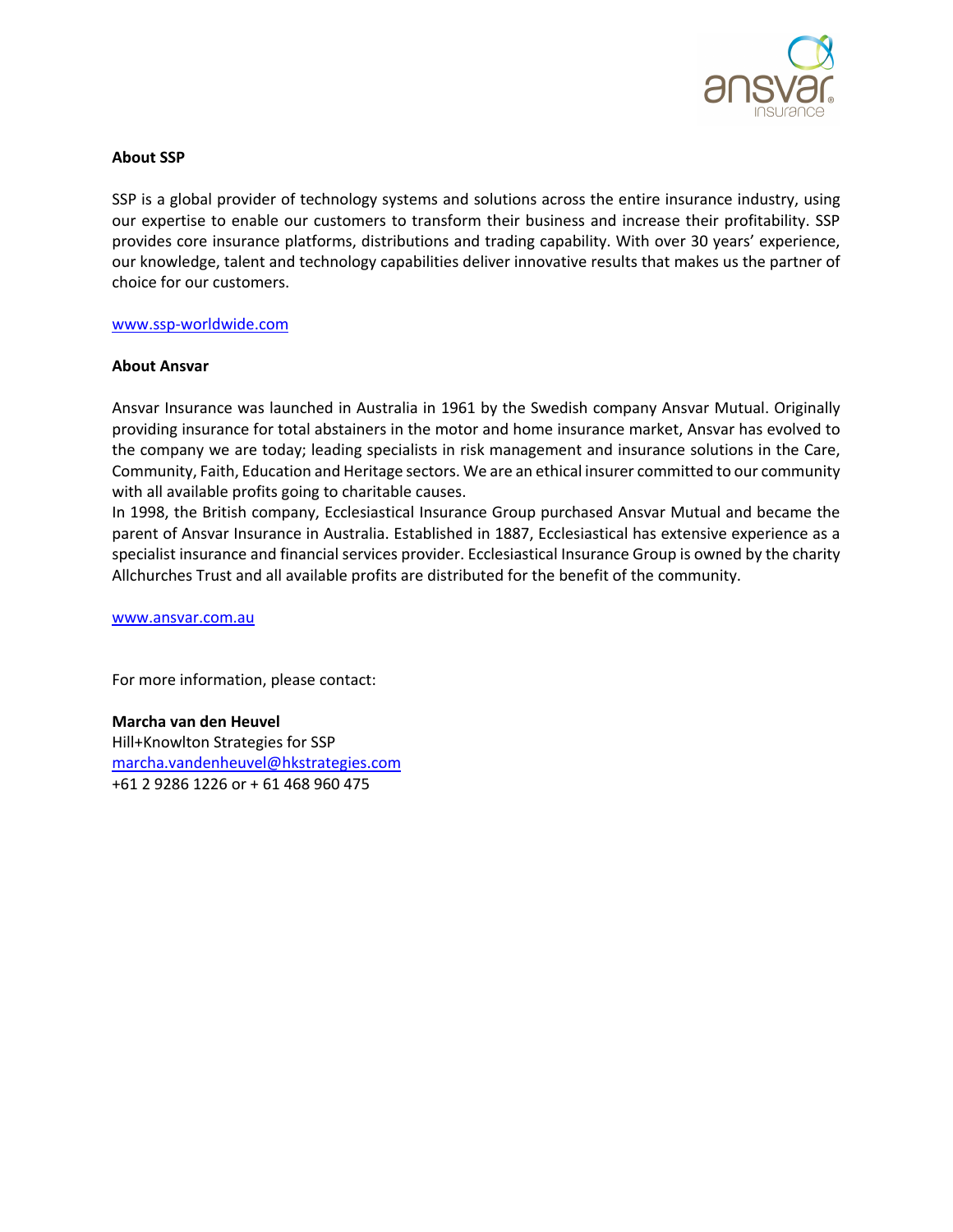**About SSP**

SSP is a global provider of technology systems and solutions across the entire insurance industry, using our expertise to enable our customers to transform their business and increase their profitability. SSP provides core insurance platforms, distributions and trading capability. With over 30 years' experience, our knowledge, talent and technology capabilities deliver innovative results that makes us the partner of choice for our customers.

www.ssp-worldwide.com

**About Ansvar**

Ansvar Insurance was launched in Australia in 1961 by the Swedish company Ansvar Mutual. Originally providing insurance for total abstainers in the motor and home insurance market, Ansvar has evolved to the company we are today; leading specialists in risk management and insurance solutions in the Care, Community, Faith, Education and Heritage sectors. We are an ethical insurer committed to our community with all available profits going to charitable causes.

In 1998, the British company, Ecclesiastical Insurance Group purchased Ansvar Mutual and became the parent of Ansvar Insurance in Australia. Established in 1887, Ecclesiastical has extensive experience as a specialist insurance and financial services provider. Ecclesiastical Insurance Group is owned by the charity Allchurches Trust and all available profits are distributed for the benefit of the community.

www.ansvar.com.au

For more information, please contact:

**Marcha van den Heuvel**
Hill+Knowlton Strategies for SSP
marcha.vandenheuvel@hkstrategies.com
+61 2 9286 1226 or + 61 468 960 475